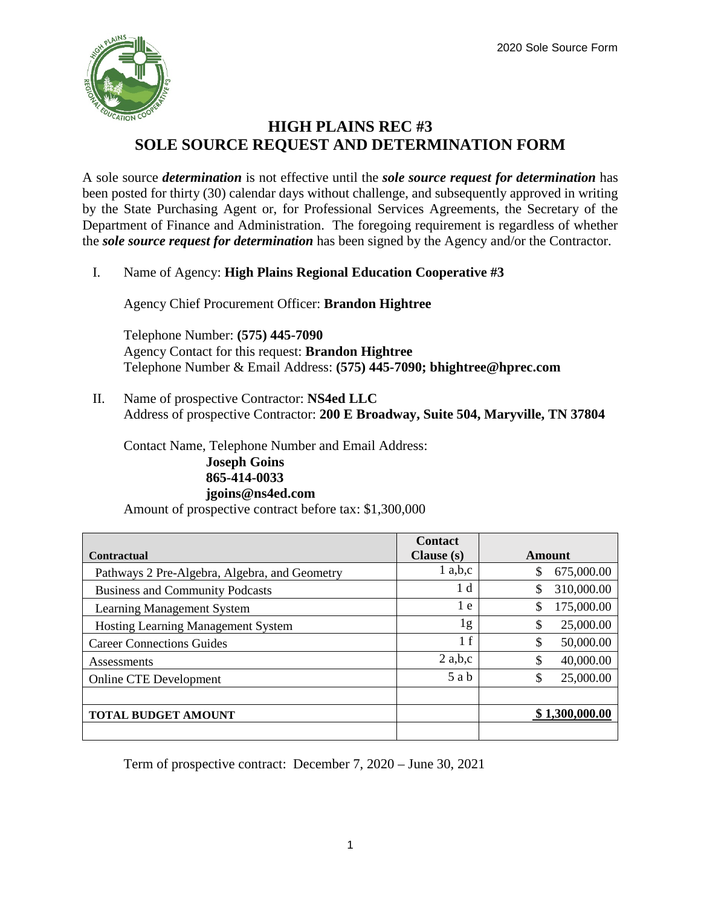# HIGH PLAINS REC #3
## SOLE SOURCE REQUEST AND DETERMINATION FORM

A sole source ***determination*** is not effective until the ***sole source request for determination*** has been posted for thirty (30) calendar days without challenge, and subsequently approved in writing by the State Purchasing Agent or, for Professional Services Agreements, the Secretary of the Department of Finance and Administration. The foregoing requirement is regardless of whether the ***sole source request for determination*** has been signed by the Agency and/or the Contractor.

I. Name of Agency: **High Plains Regional Education Cooperative #3**

Agency Chief Procurement Officer: **Brandon Hightree**

Telephone Number: **(575) 445-7090**
Agency Contact for this request: **Brandon Hightree**
Telephone Number & Email Address: **(575) 445-7090; bhightree@hprec.com**

II. Name of prospective Contractor: **NS4ed LLC**
Address of prospective Contractor: **200 E Broadway, Suite 504, Maryville, TN 37804**

Contact Name, Telephone Number and Email Address:
**Joseph Goins**
**865-414-0033**
**jgoins@ns4ed.com**

Amount of prospective contract before tax: $1,300,000

| **Contractual** | **Contact Clause (s)** | **Amount** |
|---|---|---|
| Pathways 2 Pre-Algebra, Algebra, and Geometry | 1 a,b,c | $ 675,000.00 |
| Business and Community Podcasts | 1 d | $ 310,000.00 |
| Learning Management System | 1 e | $ 175,000.00 |
| Hosting Learning Management System | 1g | $ 25,000.00 |
| Career Connections Guides | 1 f | $ 50,000.00 |
| Assessments | 2 a,b,c | $ 40,000.00 |
| Online CTE Development | 5 a b | $ 25,000.00 |
| | | |
| **TOTAL BUDGET AMOUNT** | | **$ 1,300,000.00** |
| | | |

Term of prospective contract: December 7, 2020 – June 30, 2021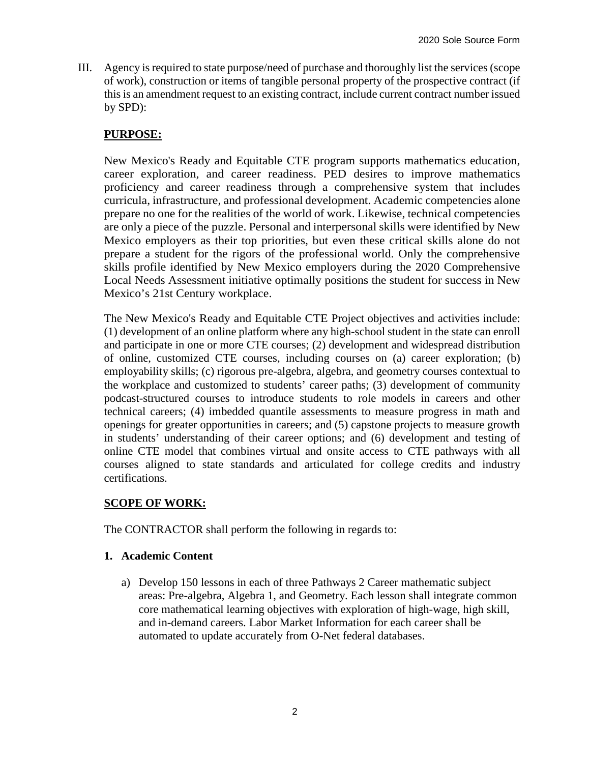III. Agency is required to state purpose/need of purchase and thoroughly list the services (scope of work), construction or items of tangible personal property of the prospective contract (if this is an amendment request to an existing contract, include current contract number issued by SPD):

**PURPOSE:**

New Mexico's Ready and Equitable CTE program supports mathematics education, career exploration, and career readiness. PED desires to improve mathematics proficiency and career readiness through a comprehensive system that includes curricula, infrastructure, and professional development. Academic competencies alone prepare no one for the realities of the world of work. Likewise, technical competencies are only a piece of the puzzle. Personal and interpersonal skills were identified by New Mexico employers as their top priorities, but even these critical skills alone do not prepare a student for the rigors of the professional world. Only the comprehensive skills profile identified by New Mexico employers during the 2020 Comprehensive Local Needs Assessment initiative optimally positions the student for success in New Mexico's 21st Century workplace.

The New Mexico's Ready and Equitable CTE Project objectives and activities include: (1) development of an online platform where any high-school student in the state can enroll and participate in one or more CTE courses; (2) development and widespread distribution of online, customized CTE courses, including courses on (a) career exploration; (b) employability skills; (c) rigorous pre-algebra, algebra, and geometry courses contextual to the workplace and customized to students' career paths; (3) development of community podcast-structured courses to introduce students to role models in careers and other technical careers; (4) imbedded quantile assessments to measure progress in math and openings for greater opportunities in careers; and (5) capstone projects to measure growth in students' understanding of their career options; and (6) development and testing of online CTE model that combines virtual and onsite access to CTE pathways with all courses aligned to state standards and articulated for college credits and industry certifications.

**SCOPE OF WORK:**

The CONTRACTOR shall perform the following in regards to:

**1. Academic Content**

a) Develop 150 lessons in each of three Pathways 2 Career mathematic subject areas: Pre-algebra, Algebra 1, and Geometry. Each lesson shall integrate common core mathematical learning objectives with exploration of high-wage, high skill, and in-demand careers. Labor Market Information for each career shall be automated to update accurately from O-Net federal databases.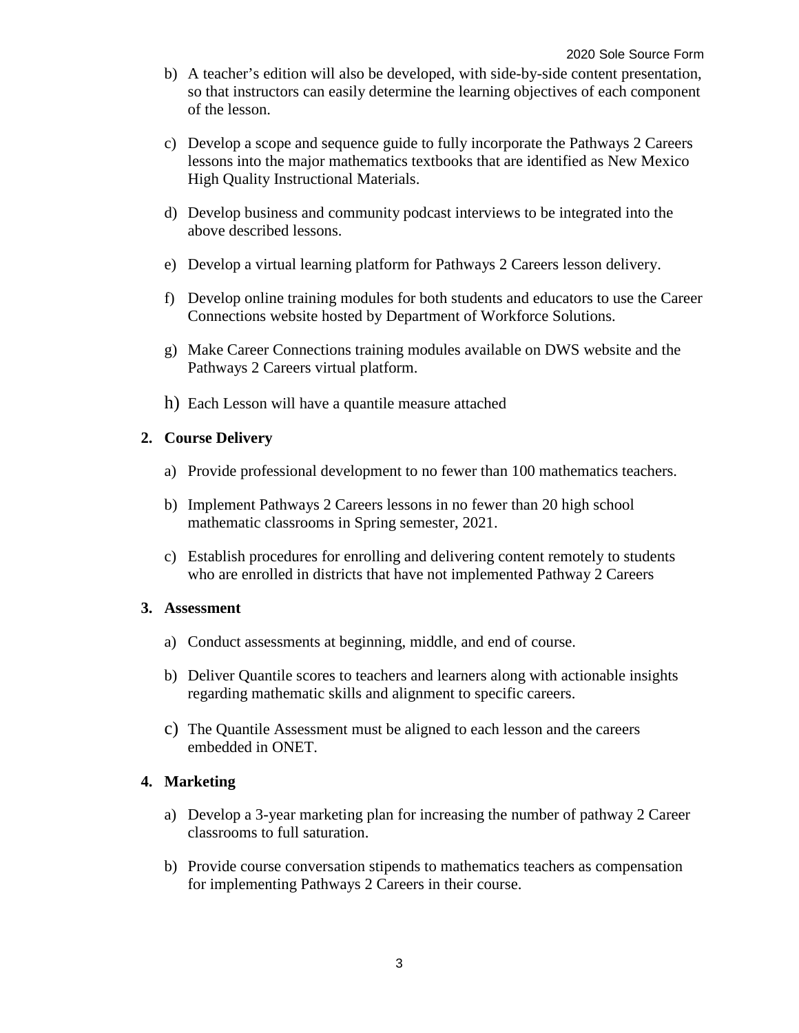b) A teacher's edition will also be developed, with side-by-side content presentation, so that instructors can easily determine the learning objectives of each component of the lesson.

c) Develop a scope and sequence guide to fully incorporate the Pathways 2 Careers lessons into the major mathematics textbooks that are identified as New Mexico High Quality Instructional Materials.

d) Develop business and community podcast interviews to be integrated into the above described lessons.

e) Develop a virtual learning platform for Pathways 2 Careers lesson delivery.

f) Develop online training modules for both students and educators to use the Career Connections website hosted by Department of Workforce Solutions.

g) Make Career Connections training modules available on DWS website and the Pathways 2 Careers virtual platform.

h) Each Lesson will have a quantile measure attached

**2. Course Delivery**

a) Provide professional development to no fewer than 100 mathematics teachers.

b) Implement Pathways 2 Careers lessons in no fewer than 20 high school mathematic classrooms in Spring semester, 2021.

c) Establish procedures for enrolling and delivering content remotely to students who are enrolled in districts that have not implemented Pathway 2 Careers

**3. Assessment**

a) Conduct assessments at beginning, middle, and end of course.

b) Deliver Quantile scores to teachers and learners along with actionable insights regarding mathematic skills and alignment to specific careers.

c) The Quantile Assessment must be aligned to each lesson and the careers embedded in ONET.

**4. Marketing**

a) Develop a 3-year marketing plan for increasing the number of pathway 2 Career classrooms to full saturation.

b) Provide course conversation stipends to mathematics teachers as compensation for implementing Pathways 2 Careers in their course.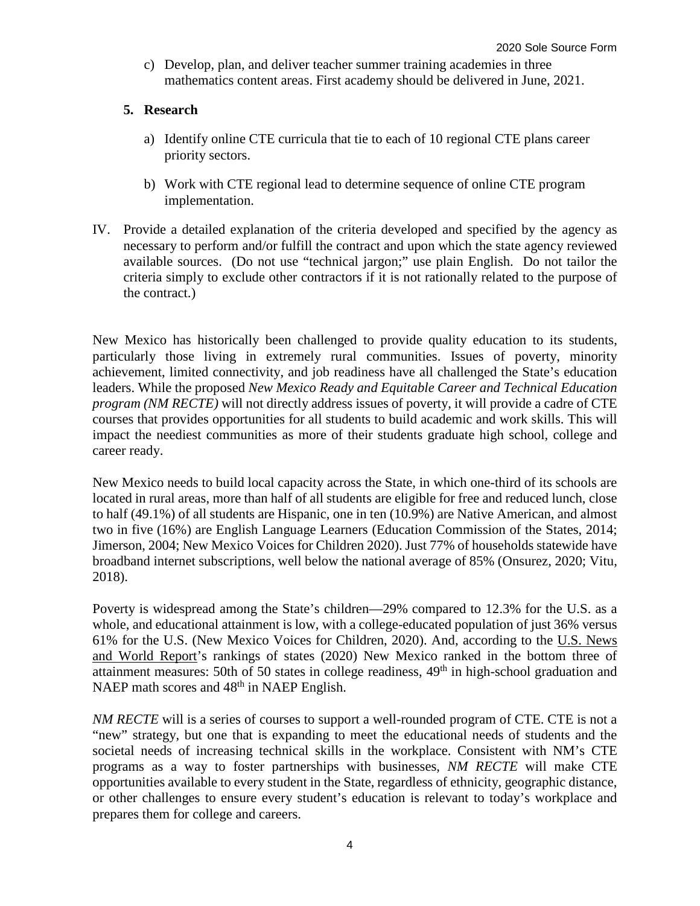c) Develop, plan, and deliver teacher summer training academies in three mathematics content areas. First academy should be delivered in June, 2021.

**5. Research**

a) Identify online CTE curricula that tie to each of 10 regional CTE plans career priority sectors.

b) Work with CTE regional lead to determine sequence of online CTE program implementation.

IV. Provide a detailed explanation of the criteria developed and specified by the agency as necessary to perform and/or fulfill the contract and upon which the state agency reviewed available sources. (Do not use "technical jargon;" use plain English. Do not tailor the criteria simply to exclude other contractors if it is not rationally related to the purpose of the contract.)

New Mexico has historically been challenged to provide quality education to its students, particularly those living in extremely rural communities. Issues of poverty, minority achievement, limited connectivity, and job readiness have all challenged the State's education leaders. While the proposed *New Mexico Ready and Equitable Career and Technical Education program (NM RECTE)* will not directly address issues of poverty, it will provide a cadre of CTE courses that provides opportunities for all students to build academic and work skills. This will impact the neediest communities as more of their students graduate high school, college and career ready.

New Mexico needs to build local capacity across the State, in which one-third of its schools are located in rural areas, more than half of all students are eligible for free and reduced lunch, close to half (49.1%) of all students are Hispanic, one in ten (10.9%) are Native American, and almost two in five (16%) are English Language Learners (Education Commission of the States, 2014; Jimerson, 2004; New Mexico Voices for Children 2020). Just 77% of households statewide have broadband internet subscriptions, well below the national average of 85% (Onsurez, 2020; Vitu, 2018).

Poverty is widespread among the State's children—29% compared to 12.3% for the U.S. as a whole, and educational attainment is low, with a college-educated population of just 36% versus 61% for the U.S. (New Mexico Voices for Children, 2020). And, according to the U.S. News and World Report's rankings of states (2020) New Mexico ranked in the bottom three of attainment measures: 50th of 50 states in college readiness, 49th in high-school graduation and NAEP math scores and 48th in NAEP English.

*NM RECTE* will is a series of courses to support a well-rounded program of CTE. CTE is not a "new" strategy, but one that is expanding to meet the educational needs of students and the societal needs of increasing technical skills in the workplace. Consistent with NM's CTE programs as a way to foster partnerships with businesses, *NM RECTE* will make CTE opportunities available to every student in the State, regardless of ethnicity, geographic distance, or other challenges to ensure every student's education is relevant to today's workplace and prepares them for college and careers.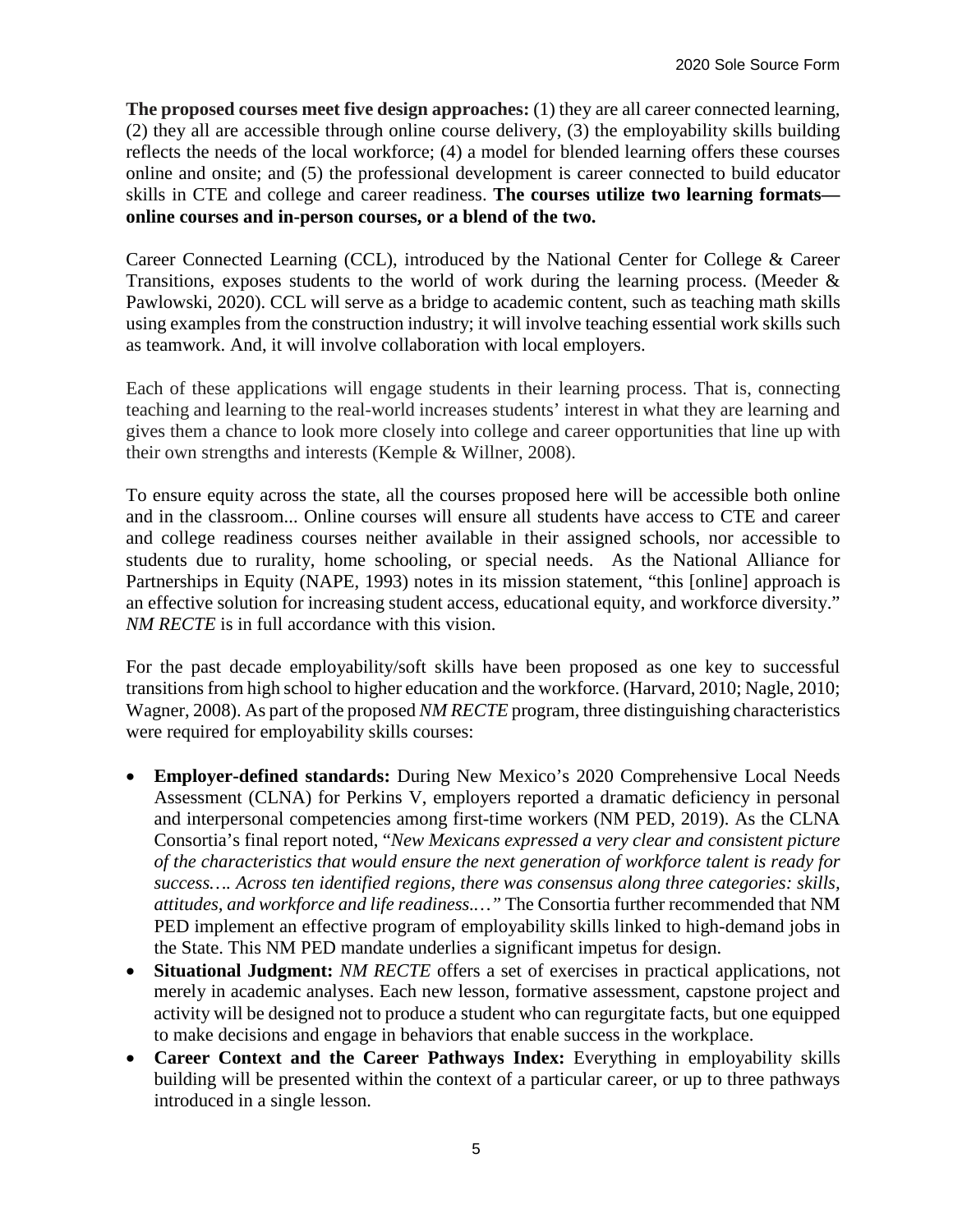**The proposed courses meet five design approaches:** (1) they are all career connected learning, (2) they all are accessible through online course delivery, (3) the employability skills building reflects the needs of the local workforce; (4) a model for blended learning offers these courses online and onsite; and (5) the professional development is career connected to build educator skills in CTE and college and career readiness. **The courses utilize two learning formats—online courses and in-person courses, or a blend of the two.**

Career Connected Learning (CCL), introduced by the National Center for College & Career Transitions, exposes students to the world of work during the learning process. (Meeder & Pawlowski, 2020). CCL will serve as a bridge to academic content, such as teaching math skills using examples from the construction industry; it will involve teaching essential work skills such as teamwork. And, it will involve collaboration with local employers.

Each of these applications will engage students in their learning process. That is, connecting teaching and learning to the real-world increases students' interest in what they are learning and gives them a chance to look more closely into college and career opportunities that line up with their own strengths and interests (Kemple & Willner, 2008).

To ensure equity across the state, all the courses proposed here will be accessible both online and in the classroom... Online courses will ensure all students have access to CTE and career and college readiness courses neither available in their assigned schools, nor accessible to students due to rurality, home schooling, or special needs. As the National Alliance for Partnerships in Equity (NAPE, 1993) notes in its mission statement, "this [online] approach is an effective solution for increasing student access, educational equity, and workforce diversity." *NM RECTE* is in full accordance with this vision.

For the past decade employability/soft skills have been proposed as one key to successful transitions from high school to higher education and the workforce. (Harvard, 2010; Nagle, 2010; Wagner, 2008). As part of the proposed *NM RECTE* program, three distinguishing characteristics were required for employability skills courses:

- **Employer-defined standards:** During New Mexico's 2020 Comprehensive Local Needs Assessment (CLNA) for Perkins V, employers reported a dramatic deficiency in personal and interpersonal competencies among first-time workers (NM PED, 2019). As the CLNA Consortia's final report noted, "*New Mexicans expressed a very clear and consistent picture of the characteristics that would ensure the next generation of workforce talent is ready for success…. Across ten identified regions, there was consensus along three categories: skills, attitudes, and workforce and life readiness.…"* The Consortia further recommended that NM PED implement an effective program of employability skills linked to high-demand jobs in the State. This NM PED mandate underlies a significant impetus for design.
- **Situational Judgment:** *NM RECTE* offers a set of exercises in practical applications, not merely in academic analyses. Each new lesson, formative assessment, capstone project and activity will be designed not to produce a student who can regurgitate facts, but one equipped to make decisions and engage in behaviors that enable success in the workplace.
- **Career Context and the Career Pathways Index:** Everything in employability skills building will be presented within the context of a particular career, or up to three pathways introduced in a single lesson.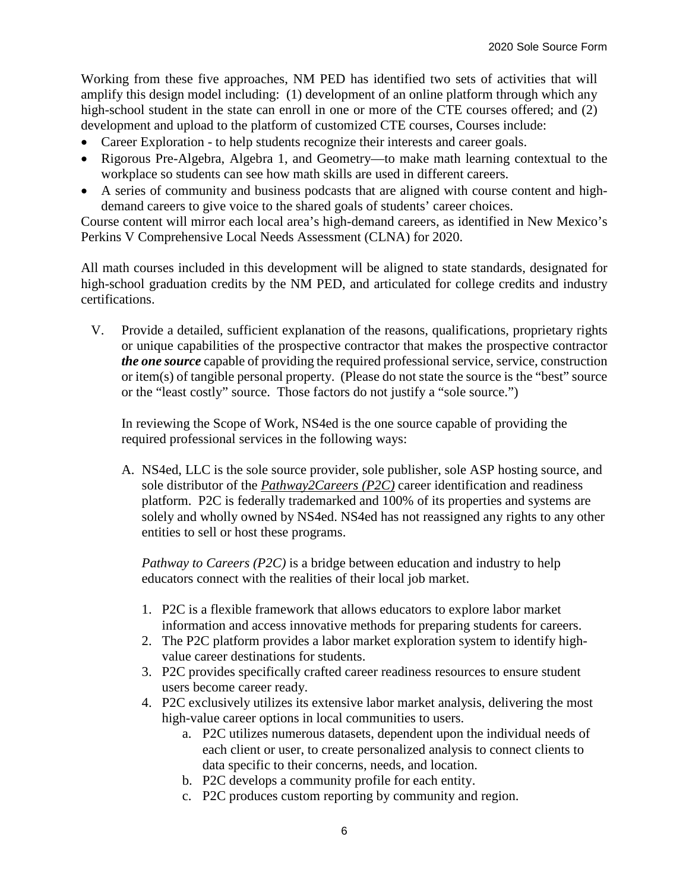Working from these five approaches, NM PED has identified two sets of activities that will amplify this design model including: (1) development of an online platform through which any high-school student in the state can enroll in one or more of the CTE courses offered; and (2) development and upload to the platform of customized CTE courses, Courses include:

- Career Exploration - to help students recognize their interests and career goals.
- Rigorous Pre-Algebra, Algebra 1, and Geometry—to make math learning contextual to the workplace so students can see how math skills are used in different careers.
- A series of community and business podcasts that are aligned with course content and high-demand careers to give voice to the shared goals of students' career choices.

Course content will mirror each local area's high-demand careers, as identified in New Mexico's Perkins V Comprehensive Local Needs Assessment (CLNA) for 2020.

All math courses included in this development will be aligned to state standards, designated for high-school graduation credits by the NM PED, and articulated for college credits and industry certifications.

V. Provide a detailed, sufficient explanation of the reasons, qualifications, proprietary rights or unique capabilities of the prospective contractor that makes the prospective contractor ***the one source*** capable of providing the required professional service, service, construction or item(s) of tangible personal property. (Please do not state the source is the "best" source or the "least costly" source. Those factors do not justify a "sole source.")

   In reviewing the Scope of Work, NS4ed is the one source capable of providing the required professional services in the following ways:

   A. NS4ed, LLC is the sole source provider, sole publisher, sole ASP hosting source, and sole distributor of the *Pathway2Careers (P2C)* career identification and readiness platform. P2C is federally trademarked and 100% of its properties and systems are solely and wholly owned by NS4ed. NS4ed has not reassigned any rights to any other entities to sell or host these programs.

      *Pathway to Careers (P2C)* is a bridge between education and industry to help educators connect with the realities of their local job market.

      1. P2C is a flexible framework that allows educators to explore labor market information and access innovative methods for preparing students for careers.
      2. The P2C platform provides a labor market exploration system to identify high-value career destinations for students.
      3. P2C provides specifically crafted career readiness resources to ensure student users become career ready.
      4. P2C exclusively utilizes its extensive labor market analysis, delivering the most high-value career options in local communities to users.
         a. P2C utilizes numerous datasets, dependent upon the individual needs of each client or user, to create personalized analysis to connect clients to data specific to their concerns, needs, and location.
         b. P2C develops a community profile for each entity.
         c. P2C produces custom reporting by community and region.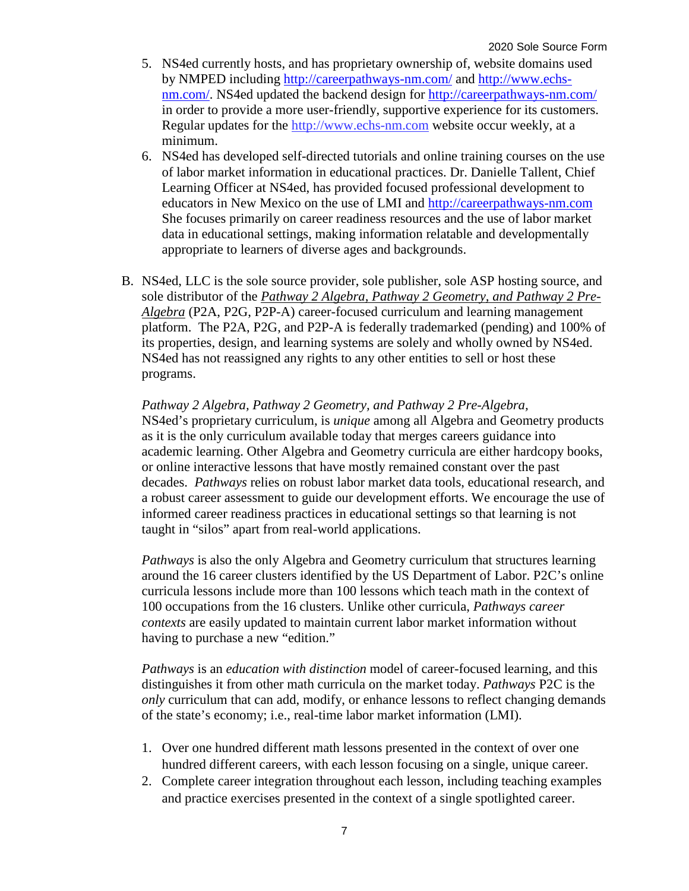5. NS4ed currently hosts, and has proprietary ownership of, website domains used by NMPED including http://careerpathways-nm.com/ and http://www.echs-nm.com/. NS4ed updated the backend design for http://careerpathways-nm.com/ in order to provide a more user-friendly, supportive experience for its customers. Regular updates for the http://www.echs-nm.com website occur weekly, at a minimum.
6. NS4ed has developed self-directed tutorials and online training courses on the use of labor market information in educational practices. Dr. Danielle Tallent, Chief Learning Officer at NS4ed, has provided focused professional development to educators in New Mexico on the use of LMI and http://careerpathways-nm.com She focuses primarily on career readiness resources and the use of labor market data in educational settings, making information relatable and developmentally appropriate to learners of diverse ages and backgrounds.

B. NS4ed, LLC is the sole source provider, sole publisher, sole ASP hosting source, and sole distributor of the *Pathway 2 Algebra, Pathway 2 Geometry, and Pathway 2 Pre-Algebra* (P2A, P2G, P2P-A) career-focused curriculum and learning management platform. The P2A, P2G, and P2P-A is federally trademarked (pending) and 100% of its properties, design, and learning systems are solely and wholly owned by NS4ed. NS4ed has not reassigned any rights to any other entities to sell or host these programs.

   *Pathway 2 Algebra, Pathway 2 Geometry, and Pathway 2 Pre-Algebra,* NS4ed's proprietary curriculum, is *unique* among all Algebra and Geometry products as it is the only curriculum available today that merges careers guidance into academic learning. Other Algebra and Geometry curricula are either hardcopy books, or online interactive lessons that have mostly remained constant over the past decades. *Pathways* relies on robust labor market data tools, educational research, and a robust career assessment to guide our development efforts. We encourage the use of informed career readiness practices in educational settings so that learning is not taught in "silos" apart from real-world applications.

   *Pathways* is also the only Algebra and Geometry curriculum that structures learning around the 16 career clusters identified by the US Department of Labor. P2C's online curricula lessons include more than 100 lessons which teach math in the context of 100 occupations from the 16 clusters. Unlike other curricula, *Pathways career contexts* are easily updated to maintain current labor market information without having to purchase a new "edition."

   *Pathways* is an *education with distinction* model of career-focused learning, and this distinguishes it from other math curricula on the market today. *Pathways* P2C is the *only* curriculum that can add, modify, or enhance lessons to reflect changing demands of the state's economy; i.e., real-time labor market information (LMI).

   1. Over one hundred different math lessons presented in the context of over one hundred different careers, with each lesson focusing on a single, unique career.
   2. Complete career integration throughout each lesson, including teaching examples and practice exercises presented in the context of a single spotlighted career.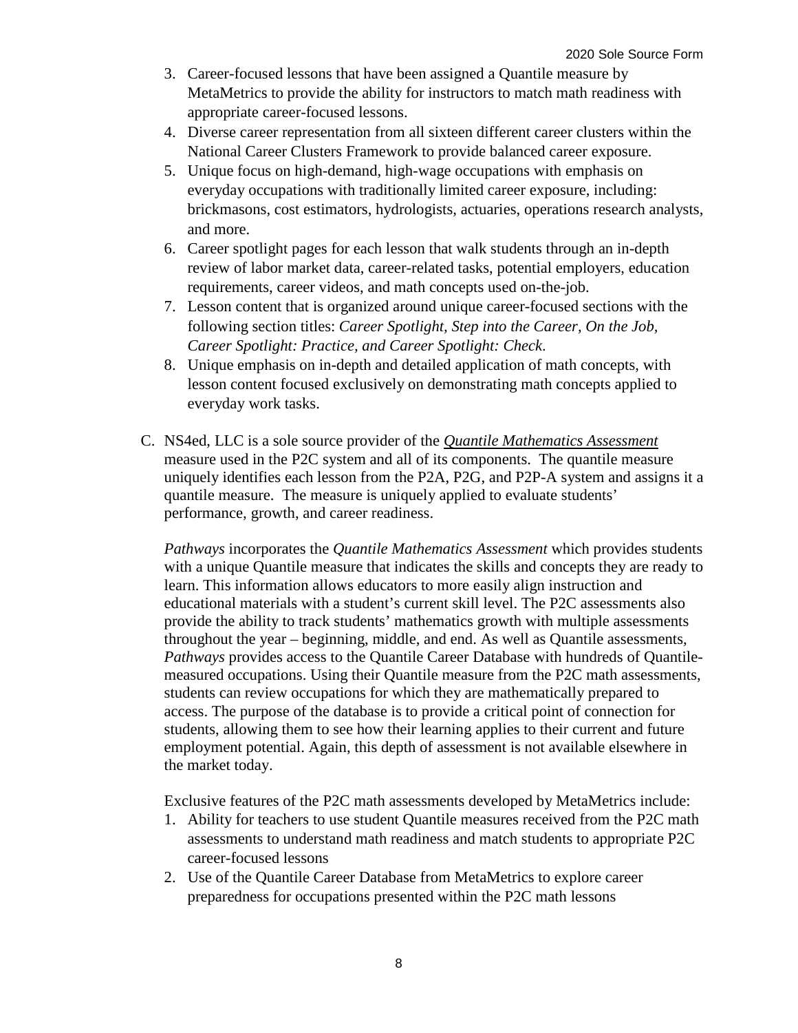3. Career-focused lessons that have been assigned a Quantile measure by MetaMetrics to provide the ability for instructors to match math readiness with appropriate career-focused lessons.
4. Diverse career representation from all sixteen different career clusters within the National Career Clusters Framework to provide balanced career exposure.
5. Unique focus on high-demand, high-wage occupations with emphasis on everyday occupations with traditionally limited career exposure, including: brickmasons, cost estimators, hydrologists, actuaries, operations research analysts, and more.
6. Career spotlight pages for each lesson that walk students through an in-depth review of labor market data, career-related tasks, potential employers, education requirements, career videos, and math concepts used on-the-job.
7. Lesson content that is organized around unique career-focused sections with the following section titles: *Career Spotlight, Step into the Career, On the Job, Career Spotlight: Practice, and Career Spotlight: Check.*
8. Unique emphasis on in-depth and detailed application of math concepts, with lesson content focused exclusively on demonstrating math concepts applied to everyday work tasks.

C. NS4ed, LLC is a sole source provider of the ***Quantile Mathematics Assessment*** measure used in the P2C system and all of its components. The quantile measure uniquely identifies each lesson from the P2A, P2G, and P2P-A system and assigns it a quantile measure. The measure is uniquely applied to evaluate students' performance, growth, and career readiness.

*Pathways* incorporates the *Quantile Mathematics Assessment* which provides students with a unique Quantile measure that indicates the skills and concepts they are ready to learn. This information allows educators to more easily align instruction and educational materials with a student's current skill level. The P2C assessments also provide the ability to track students' mathematics growth with multiple assessments throughout the year – beginning, middle, and end. As well as Quantile assessments, *Pathways* provides access to the Quantile Career Database with hundreds of Quantile-measured occupations. Using their Quantile measure from the P2C math assessments, students can review occupations for which they are mathematically prepared to access. The purpose of the database is to provide a critical point of connection for students, allowing them to see how their learning applies to their current and future employment potential. Again, this depth of assessment is not available elsewhere in the market today.

Exclusive features of the P2C math assessments developed by MetaMetrics include:

1. Ability for teachers to use student Quantile measures received from the P2C math assessments to understand math readiness and match students to appropriate P2C career-focused lessons
2. Use of the Quantile Career Database from MetaMetrics to explore career preparedness for occupations presented within the P2C math lessons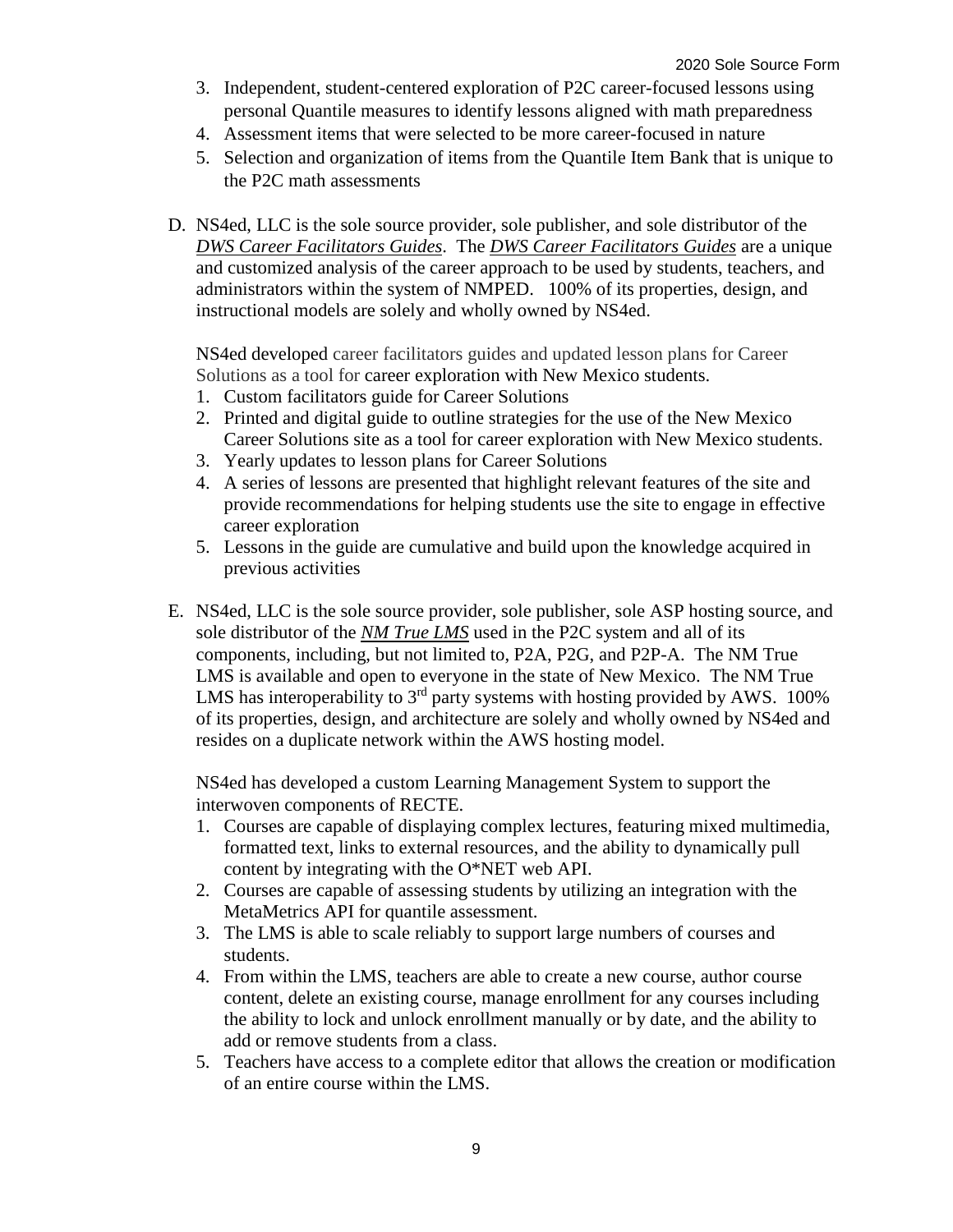3. Independent, student-centered exploration of P2C career-focused lessons using personal Quantile measures to identify lessons aligned with math preparedness
4. Assessment items that were selected to be more career-focused in nature
5. Selection and organization of items from the Quantile Item Bank that is unique to the P2C math assessments

D. NS4ed, LLC is the sole source provider, sole publisher, and sole distributor of the ***DWS Career Facilitators Guides***. The ***DWS Career Facilitators Guides*** are a unique and customized analysis of the career approach to be used by students, teachers, and administrators within the system of NMPED. 100% of its properties, design, and instructional models are solely and wholly owned by NS4ed.

NS4ed developed career facilitators guides and updated lesson plans for Career Solutions as a tool for career exploration with New Mexico students.

1. Custom facilitators guide for Career Solutions
2. Printed and digital guide to outline strategies for the use of the New Mexico Career Solutions site as a tool for career exploration with New Mexico students.
3. Yearly updates to lesson plans for Career Solutions
4. A series of lessons are presented that highlight relevant features of the site and provide recommendations for helping students use the site to engage in effective career exploration
5. Lessons in the guide are cumulative and build upon the knowledge acquired in previous activities

E. NS4ed, LLC is the sole source provider, sole publisher, sole ASP hosting source, and sole distributor of the ***NM True LMS*** used in the P2C system and all of its components, including, but not limited to, P2A, P2G, and P2P-A. The NM True LMS is available and open to everyone in the state of New Mexico. The NM True LMS has interoperability to 3rd party systems with hosting provided by AWS. 100% of its properties, design, and architecture are solely and wholly owned by NS4ed and resides on a duplicate network within the AWS hosting model.

NS4ed has developed a custom Learning Management System to support the interwoven components of RECTE.

1. Courses are capable of displaying complex lectures, featuring mixed multimedia, formatted text, links to external resources, and the ability to dynamically pull content by integrating with the O*NET web API.
2. Courses are capable of assessing students by utilizing an integration with the MetaMetrics API for quantile assessment.
3. The LMS is able to scale reliably to support large numbers of courses and students.
4. From within the LMS, teachers are able to create a new course, author course content, delete an existing course, manage enrollment for any courses including the ability to lock and unlock enrollment manually or by date, and the ability to add or remove students from a class.
5. Teachers have access to a complete editor that allows the creation or modification of an entire course within the LMS.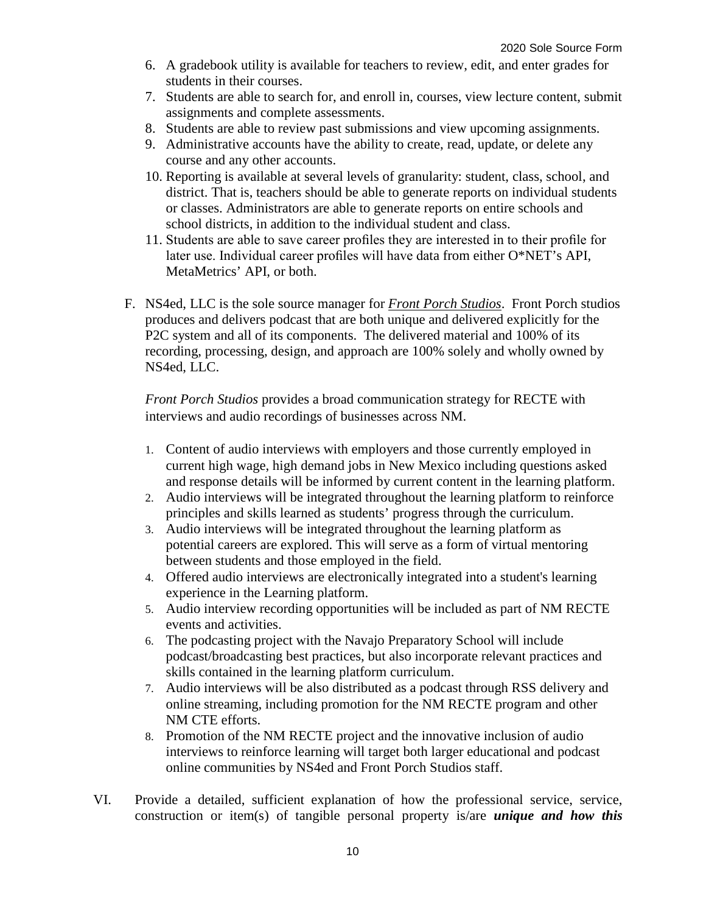6. A gradebook utility is available for teachers to review, edit, and enter grades for students in their courses.
7. Students are able to search for, and enroll in, courses, view lecture content, submit assignments and complete assessments.
8. Students are able to review past submissions and view upcoming assignments.
9. Administrative accounts have the ability to create, read, update, or delete any course and any other accounts.
10. Reporting is available at several levels of granularity: student, class, school, and district. That is, teachers should be able to generate reports on individual students or classes. Administrators are able to generate reports on entire schools and school districts, in addition to the individual student and class.
11. Students are able to save career profiles they are interested in to their profile for later use. Individual career profiles will have data from either O*NET's API, MetaMetrics' API, or both.

F. NS4ed, LLC is the sole source manager for ***Front Porch Studios***. Front Porch studios produces and delivers podcast that are both unique and delivered explicitly for the P2C system and all of its components. The delivered material and 100% of its recording, processing, design, and approach are 100% solely and wholly owned by NS4ed, LLC.

   *Front Porch Studios* provides a broad communication strategy for RECTE with interviews and audio recordings of businesses across NM.

   1. Content of audio interviews with employers and those currently employed in current high wage, high demand jobs in New Mexico including questions asked and response details will be informed by current content in the learning platform.
   2. Audio interviews will be integrated throughout the learning platform to reinforce principles and skills learned as students' progress through the curriculum.
   3. Audio interviews will be integrated throughout the learning platform as potential careers are explored. This will serve as a form of virtual mentoring between students and those employed in the field.
   4. Offered audio interviews are electronically integrated into a student's learning experience in the Learning platform.
   5. Audio interview recording opportunities will be included as part of NM RECTE events and activities.
   6. The podcasting project with the Navajo Preparatory School will include podcast/broadcasting best practices, but also incorporate relevant practices and skills contained in the learning platform curriculum.
   7. Audio interviews will be also distributed as a podcast through RSS delivery and online streaming, including promotion for the NM RECTE program and other NM CTE efforts.
   8. Promotion of the NM RECTE project and the innovative inclusion of audio interviews to reinforce learning will target both larger educational and podcast online communities by NS4ed and Front Porch Studios staff.

VI. Provide a detailed, sufficient explanation of how the professional service, service, construction or item(s) of tangible personal property is/are ***unique and how this***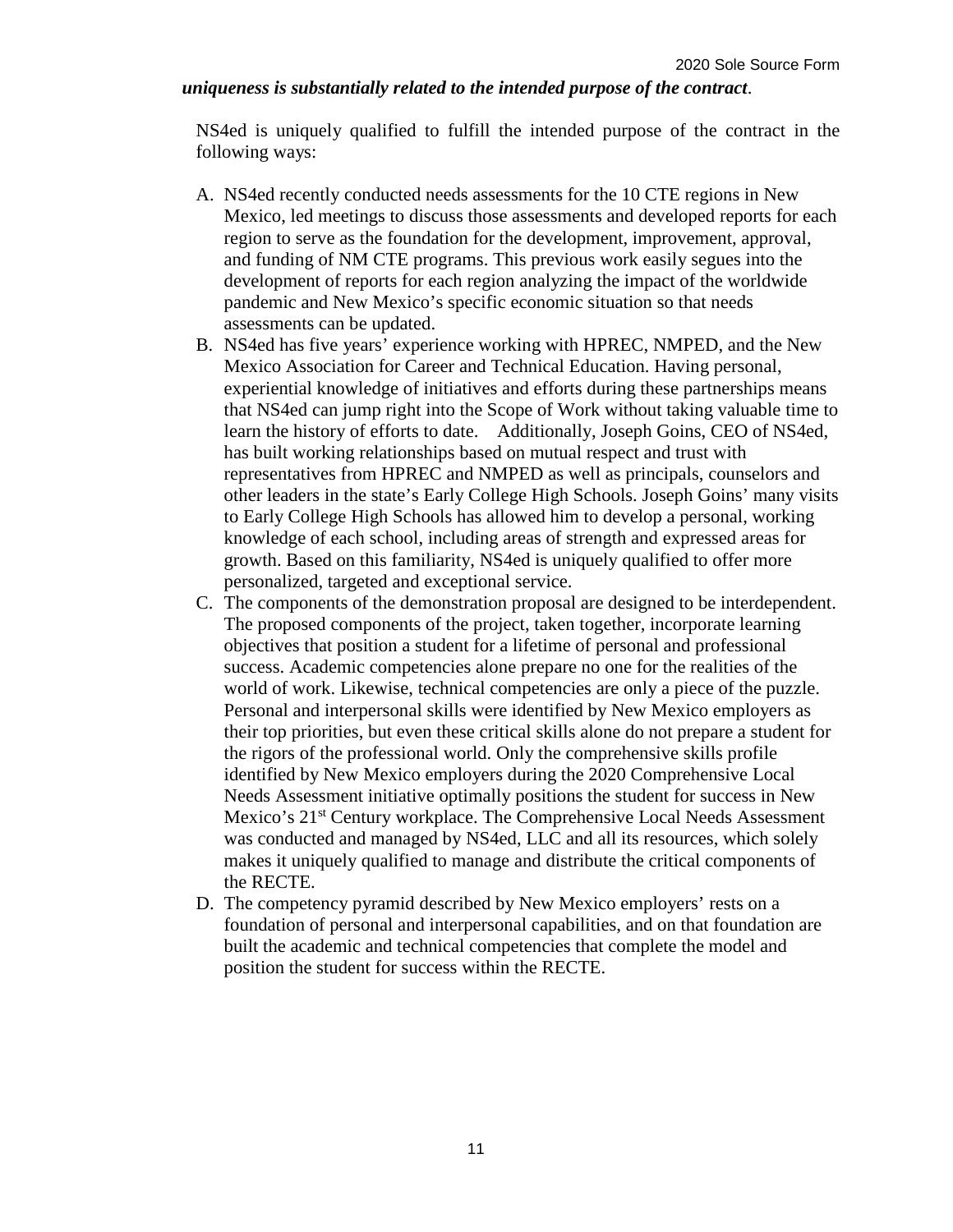***uniqueness is substantially related to the intended purpose of the contract***.

NS4ed is uniquely qualified to fulfill the intended purpose of the contract in the following ways:

A. NS4ed recently conducted needs assessments for the 10 CTE regions in New Mexico, led meetings to discuss those assessments and developed reports for each region to serve as the foundation for the development, improvement, approval, and funding of NM CTE programs. This previous work easily segues into the development of reports for each region analyzing the impact of the worldwide pandemic and New Mexico's specific economic situation so that needs assessments can be updated.
B. NS4ed has five years' experience working with HPREC, NMPED, and the New Mexico Association for Career and Technical Education. Having personal, experiential knowledge of initiatives and efforts during these partnerships means that NS4ed can jump right into the Scope of Work without taking valuable time to learn the history of efforts to date. Additionally, Joseph Goins, CEO of NS4ed, has built working relationships based on mutual respect and trust with representatives from HPREC and NMPED as well as principals, counselors and other leaders in the state's Early College High Schools. Joseph Goins' many visits to Early College High Schools has allowed him to develop a personal, working knowledge of each school, including areas of strength and expressed areas for growth. Based on this familiarity, NS4ed is uniquely qualified to offer more personalized, targeted and exceptional service.
C. The components of the demonstration proposal are designed to be interdependent. The proposed components of the project, taken together, incorporate learning objectives that position a student for a lifetime of personal and professional success. Academic competencies alone prepare no one for the realities of the world of work. Likewise, technical competencies are only a piece of the puzzle. Personal and interpersonal skills were identified by New Mexico employers as their top priorities, but even these critical skills alone do not prepare a student for the rigors of the professional world. Only the comprehensive skills profile identified by New Mexico employers during the 2020 Comprehensive Local Needs Assessment initiative optimally positions the student for success in New Mexico's 21st Century workplace. The Comprehensive Local Needs Assessment was conducted and managed by NS4ed, LLC and all its resources, which solely makes it uniquely qualified to manage and distribute the critical components of the RECTE.
D. The competency pyramid described by New Mexico employers' rests on a foundation of personal and interpersonal capabilities, and on that foundation are built the academic and technical competencies that complete the model and position the student for success within the RECTE.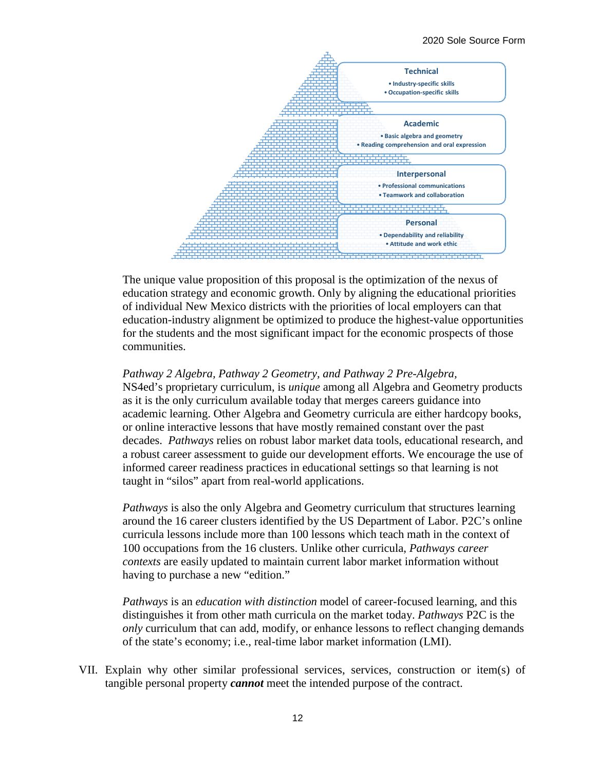**Technical**

- Industry-specific skills
- Occupation-specific skills

**Academic**

- Basic algebra and geometry
- Reading comprehension and oral expression

**Interpersonal**

- Professional communications
- Teamwork and collaboration

**Personal**

- Dependability and reliability
- Attitude and work ethic

The unique value proposition of this proposal is the optimization of the nexus of education strategy and economic growth. Only by aligning the educational priorities of individual New Mexico districts with the priorities of local employers can that education-industry alignment be optimized to produce the highest-value opportunities for the students and the most significant impact for the economic prospects of those communities.

*Pathway 2 Algebra, Pathway 2 Geometry, and Pathway 2 Pre-Algebra,* NS4ed's proprietary curriculum, is *unique* among all Algebra and Geometry products as it is the only curriculum available today that merges careers guidance into academic learning. Other Algebra and Geometry curricula are either hardcopy books, or online interactive lessons that have mostly remained constant over the past decades. *Pathways* relies on robust labor market data tools, educational research, and a robust career assessment to guide our development efforts. We encourage the use of informed career readiness practices in educational settings so that learning is not taught in "silos" apart from real-world applications.

*Pathways* is also the only Algebra and Geometry curriculum that structures learning around the 16 career clusters identified by the US Department of Labor. P2C's online curricula lessons include more than 100 lessons which teach math in the context of 100 occupations from the 16 clusters. Unlike other curricula, *Pathways career contexts* are easily updated to maintain current labor market information without having to purchase a new "edition."

*Pathways* is an *education with distinction* model of career-focused learning, and this distinguishes it from other math curricula on the market today. *Pathways* P2C is the *only* curriculum that can add, modify, or enhance lessons to reflect changing demands of the state's economy; i.e., real-time labor market information (LMI).

VII. Explain why other similar professional services, services, construction or item(s) of tangible personal property ***cannot*** meet the intended purpose of the contract.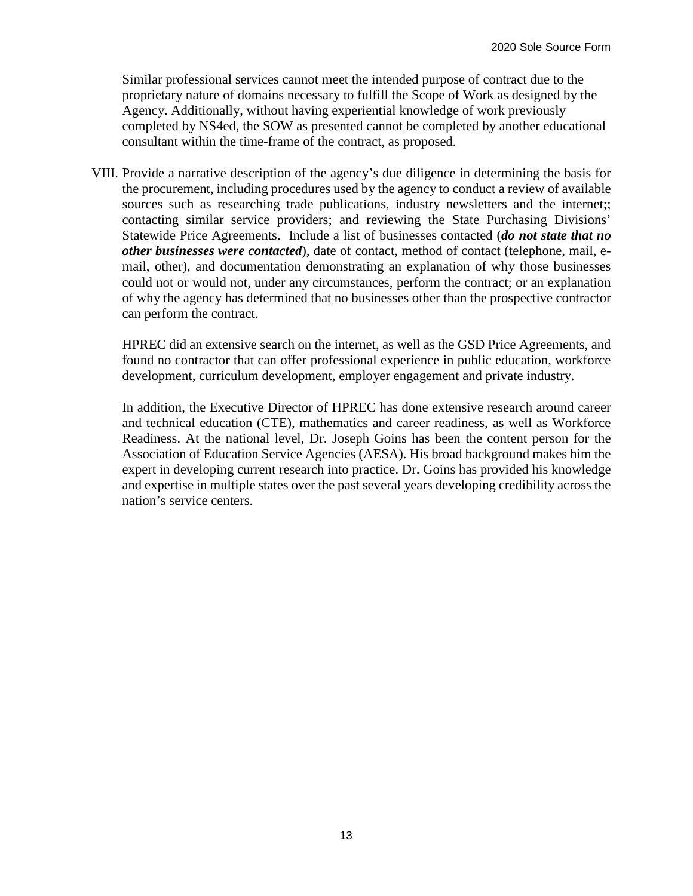Similar professional services cannot meet the intended purpose of contract due to the proprietary nature of domains necessary to fulfill the Scope of Work as designed by the Agency. Additionally, without having experiential knowledge of work previously completed by NS4ed, the SOW as presented cannot be completed by another educational consultant within the time-frame of the contract, as proposed.

VIII. Provide a narrative description of the agency's due diligence in determining the basis for the procurement, including procedures used by the agency to conduct a review of available sources such as researching trade publications, industry newsletters and the internet;; contacting similar service providers; and reviewing the State Purchasing Divisions' Statewide Price Agreements. Include a list of businesses contacted (***do not state that no other businesses were contacted***), date of contact, method of contact (telephone, mail, e-mail, other), and documentation demonstrating an explanation of why those businesses could not or would not, under any circumstances, perform the contract; or an explanation of why the agency has determined that no businesses other than the prospective contractor can perform the contract.

HPREC did an extensive search on the internet, as well as the GSD Price Agreements, and found no contractor that can offer professional experience in public education, workforce development, curriculum development, employer engagement and private industry.

In addition, the Executive Director of HPREC has done extensive research around career and technical education (CTE), mathematics and career readiness, as well as Workforce Readiness. At the national level, Dr. Joseph Goins has been the content person for the Association of Education Service Agencies (AESA). His broad background makes him the expert in developing current research into practice. Dr. Goins has provided his knowledge and expertise in multiple states over the past several years developing credibility across the nation's service centers.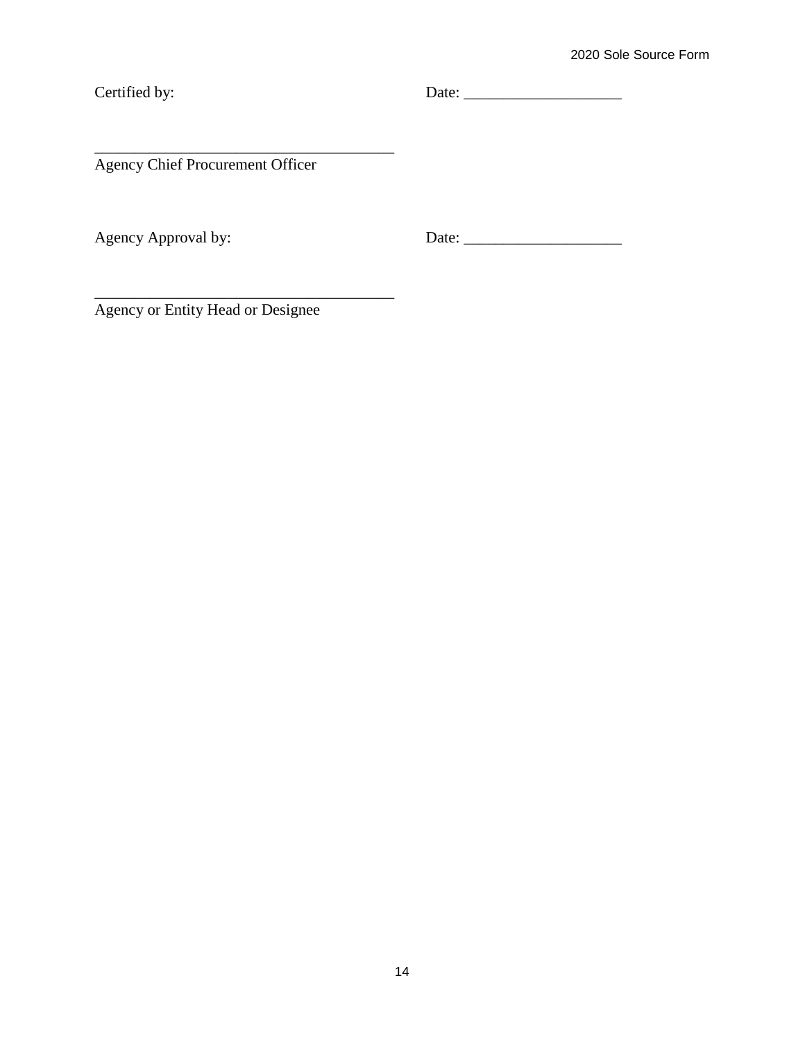Certified by: Date: ____________________

_______________________________________
Agency Chief Procurement Officer

Agency Approval by: Date: ____________________

_______________________________________
Agency or Entity Head or Designee